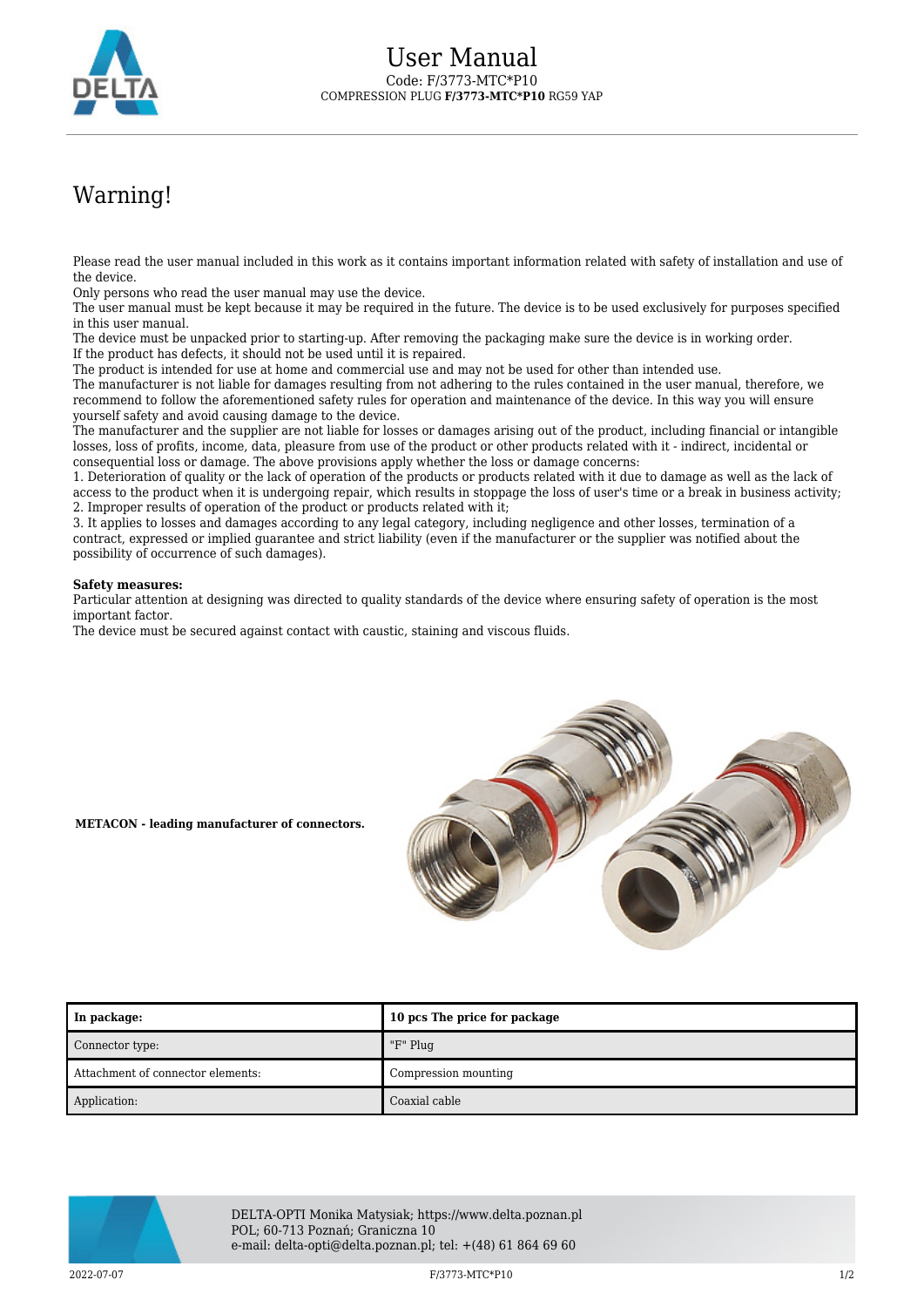# User Manual

Code: F/3773-MTC*P10

COMPRESSION PLUG **F/3773-MTC*P10** RG59 YAP

## Warning!

Please read the user manual included in this work as it contains important information related with safety of installation and use of the device.
Only persons who read the user manual may use the device.
The user manual must be kept because it may be required in the future. The device is to be used exclusively for purposes specified in this user manual.
The device must be unpacked prior to starting-up. After removing the packaging make sure the device is in working order.
If the product has defects, it should not be used until it is repaired.
The product is intended for use at home and commercial use and may not be used for other than intended use.
The manufacturer is not liable for damages resulting from not adhering to the rules contained in the user manual, therefore, we recommend to follow the aforementioned safety rules for operation and maintenance of the device. In this way you will ensure yourself safety and avoid causing damage to the device.
The manufacturer and the supplier are not liable for losses or damages arising out of the product, including financial or intangible losses, loss of profits, income, data, pleasure from use of the product or other products related with it - indirect, incidental or consequential loss or damage. The above provisions apply whether the loss or damage concerns:
1. Deterioration of quality or the lack of operation of the products or products related with it due to damage as well as the lack of access to the product when it is undergoing repair, which results in stoppage the loss of user's time or a break in business activity;
2. Improper results of operation of the product or products related with it;
3. It applies to losses and damages according to any legal category, including negligence and other losses, termination of a contract, expressed or implied guarantee and strict liability (even if the manufacturer or the supplier was notified about the possibility of occurrence of such damages).

**Safety measures:**
Particular attention at designing was directed to quality standards of the device where ensuring safety of operation is the most important factor.
The device must be secured against contact with caustic, staining and viscous fluids.

**METACON - leading manufacturer of connectors.**

| **In package:** | **10 pcs The price for package** |
| --- | --- |
| Connector type: | "F" Plug |
| Attachment of connector elements: | Compression mounting |
| Application: | Coaxial cable |

DELTA-OPTI Monika Matysiak; https://www.delta.poznan.pl
POL; 60-713 Poznań; Graniczna 10
e-mail: delta-opti@delta.poznan.pl; tel: +(48) 61 864 69 60

2022-07-07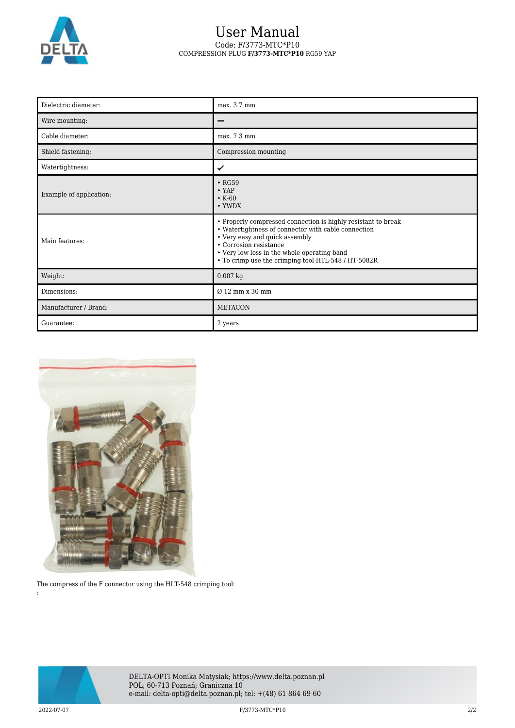# User Manual

Code: F/3773-MTC*P10

COMPRESSION PLUG **F/3773-MTC*P10** RG59 YAP

| | |
|---|---|
| Dielectric diameter: | max. 3.7 mm |
| Wire mounting: | – |
| Cable diameter: | max. 7.3 mm |
| Shield fastening: | Compression mounting |
| Watertightness: | ✔ |
| Example of application: | • RG59<br>• YAP<br>• K-60<br>• YWDX |
| Main features: | • Properly compressed connection is highly resistant to break<br>• Watertightness of connector with cable connection<br>• Very easy and quick assembly<br>• Corrosion resistance<br>• Very low loss in the whole operating band<br>• To crimp use the crimping tool HTL-548 / HT-5082R |
| Weight: | 0.007 kg |
| Dimensions: | Ø 12 mm x 30 mm |
| Manufacturer / Brand: | METACON |
| Guarantee: | 2 years |

The compress of the F connector using the HLT-548 crimping tool:

:

DELTA-OPTI Monika Matysiak; https://www.delta.poznan.pl
POL; 60-713 Poznań; Graniczna 10
e-mail: delta-opti@delta.poznan.pl; tel: +(48) 61 864 69 60